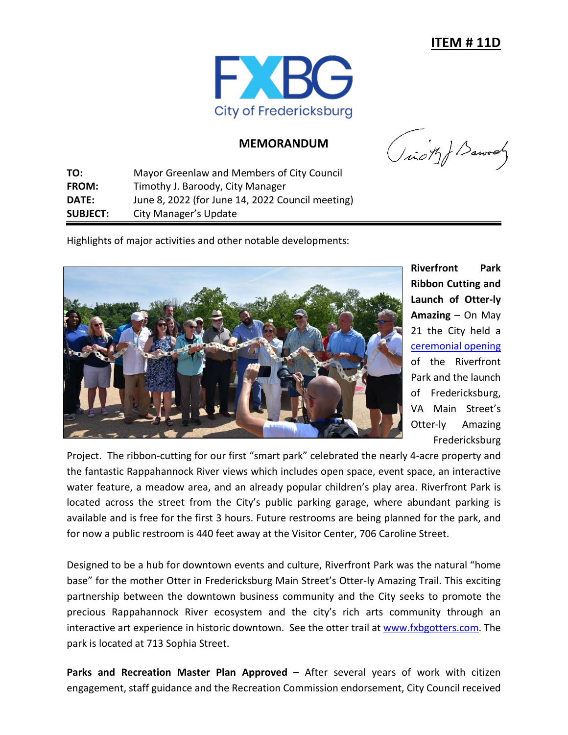**ITEM # 11D**

FXBG
City of Fredericksburg

## MEMORANDUM

| | |
|---|---|
| **TO:** | Mayor Greenlaw and Members of City Council |
| **FROM:** | Timothy J. Baroody, City Manager |
| **DATE:** | June 8, 2022 (for June 14, 2022 Council meeting) |
| **SUBJECT:** | City Manager's Update |

Highlights of major activities and other notable developments:

**Riverfront Park Ribbon Cutting and Launch of Otter-ly Amazing** – On May 21 the City held a [ceremonial opening](#) of the Riverfront Park and the launch of Fredericksburg, VA Main Street's Otter-ly Amazing Fredericksburg Project. The ribbon-cutting for our first "smart park" celebrated the nearly 4-acre property and the fantastic Rappahannock River views which includes open space, event space, an interactive water feature, a meadow area, and an already popular children's play area. Riverfront Park is located across the street from the City's public parking garage, where abundant parking is available and is free for the first 3 hours. Future restrooms are being planned for the park, and for now a public restroom is 440 feet away at the Visitor Center, 706 Caroline Street.

Designed to be a hub for downtown events and culture, Riverfront Park was the natural "home base" for the mother Otter in Fredericksburg Main Street's Otter-ly Amazing Trail. This exciting partnership between the downtown business community and the City seeks to promote the precious Rappahannock River ecosystem and the city's rich arts community through an interactive art experience in historic downtown. See the otter trail at [www.fxbgotters.com](http://www.fxbgotters.com). The park is located at 713 Sophia Street.

**Parks and Recreation Master Plan Approved** – After several years of work with citizen engagement, staff guidance and the Recreation Commission endorsement, City Council received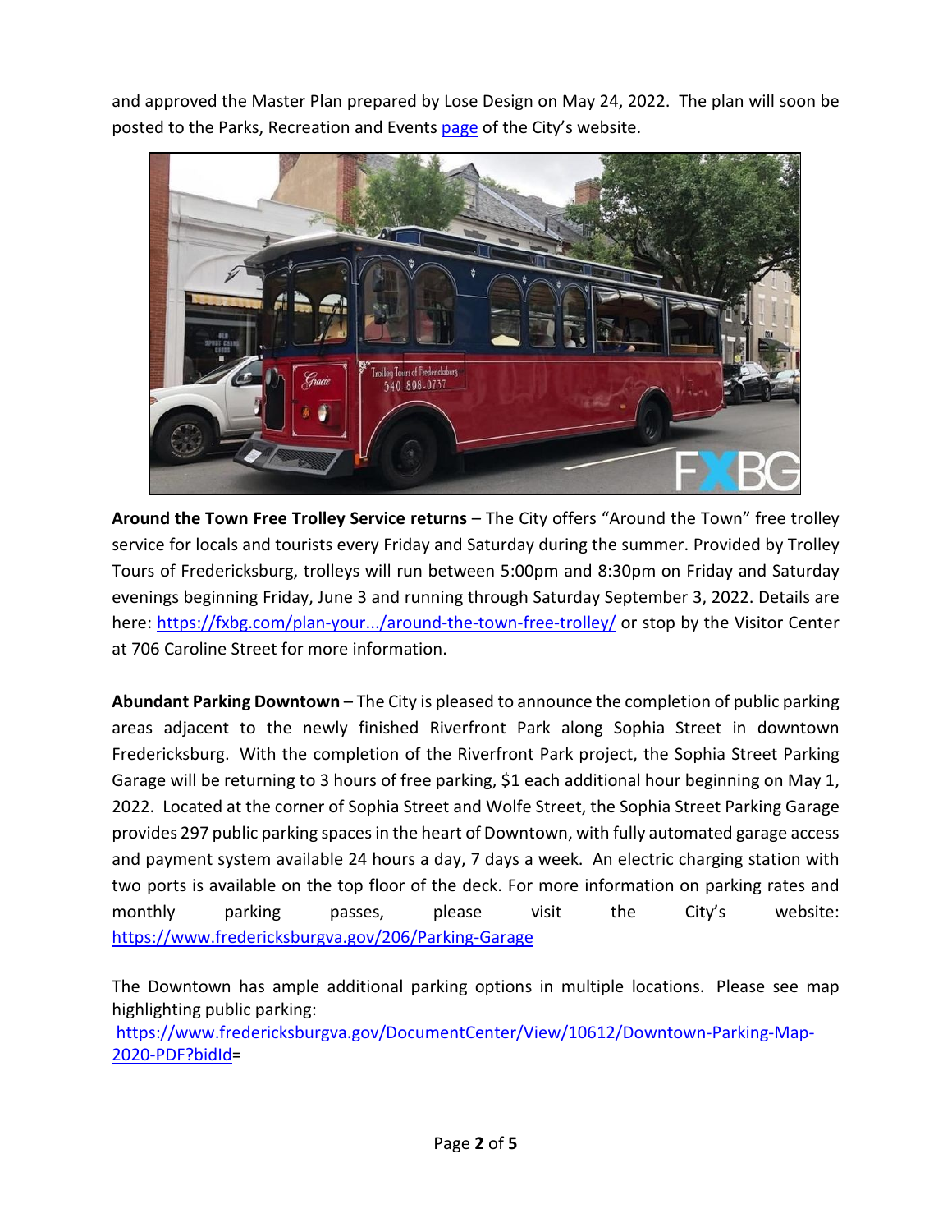and approved the Master Plan prepared by Lose Design on May 24, 2022. The plan will soon be posted to the Parks, Recreation and Events [page](page) of the City's website.

**Around the Town Free Trolley Service returns** – The City offers "Around the Town" free trolley service for locals and tourists every Friday and Saturday during the summer. Provided by Trolley Tours of Fredericksburg, trolleys will run between 5:00pm and 8:30pm on Friday and Saturday evenings beginning Friday, June 3 and running through Saturday September 3, 2022. Details are here: https://fxbg.com/plan-your.../around-the-town-free-trolley/ or stop by the Visitor Center at 706 Caroline Street for more information.

**Abundant Parking Downtown** – The City is pleased to announce the completion of public parking areas adjacent to the newly finished Riverfront Park along Sophia Street in downtown Fredericksburg. With the completion of the Riverfront Park project, the Sophia Street Parking Garage will be returning to 3 hours of free parking, $1 each additional hour beginning on May 1, 2022. Located at the corner of Sophia Street and Wolfe Street, the Sophia Street Parking Garage provides 297 public parking spaces in the heart of Downtown, with fully automated garage access and payment system available 24 hours a day, 7 days a week. An electric charging station with two ports is available on the top floor of the deck. For more information on parking rates and monthly parking passes, please visit the City's website: https://www.fredericksburgva.gov/206/Parking-Garage

The Downtown has ample additional parking options in multiple locations. Please see map highlighting public parking:
https://www.fredericksburgva.gov/DocumentCenter/View/10612/Downtown-Parking-Map-2020-PDF?bidId=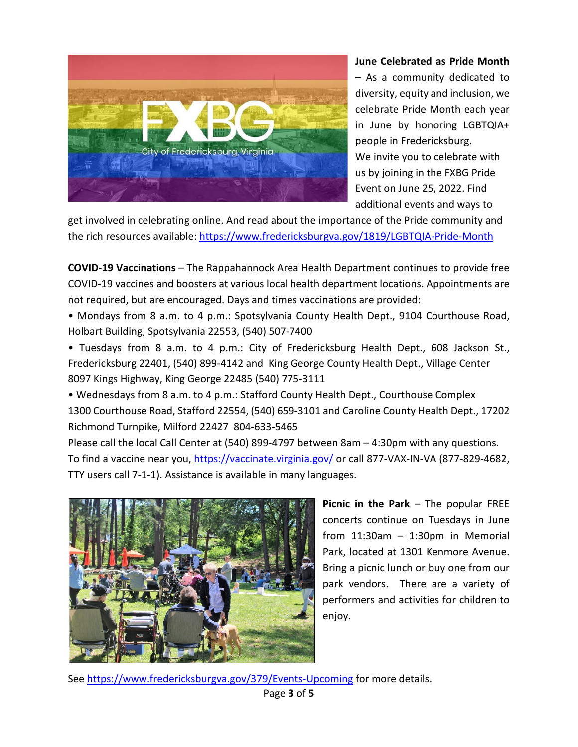**June Celebrated as Pride Month** – As a community dedicated to diversity, equity and inclusion, we celebrate Pride Month each year in June by honoring LGBTQIA+ people in Fredericksburg. We invite you to celebrate with us by joining in the FXBG Pride Event on June 25, 2022. Find additional events and ways to get involved in celebrating online. And read about the importance of the Pride community and the rich resources available: https://www.fredericksburgva.gov/1819/LGBTQIA-Pride-Month

**COVID-19 Vaccinations** – The Rappahannock Area Health Department continues to provide free COVID-19 vaccines and boosters at various local health department locations. Appointments are not required, but are encouraged. Days and times vaccinations are provided:

- Mondays from 8 a.m. to 4 p.m.: Spotsylvania County Health Dept., 9104 Courthouse Road, Holbart Building, Spotsylvania 22553, (540) 507-7400
- Tuesdays from 8 a.m. to 4 p.m.: City of Fredericksburg Health Dept., 608 Jackson St., Fredericksburg 22401, (540) 899-4142 and King George County Health Dept., Village Center 8097 Kings Highway, King George 22485 (540) 775-3111
- Wednesdays from 8 a.m. to 4 p.m.: Stafford County Health Dept., Courthouse Complex 1300 Courthouse Road, Stafford 22554, (540) 659-3101 and Caroline County Health Dept., 17202 Richmond Turnpike, Milford 22427 804-633-5465

Please call the local Call Center at (540) 899-4797 between 8am – 4:30pm with any questions. To find a vaccine near you, https://vaccinate.virginia.gov/ or call 877-VAX-IN-VA (877-829-4682, TTY users call 7-1-1). Assistance is available in many languages.

**Picnic in the Park** – The popular FREE concerts continue on Tuesdays in June from 11:30am – 1:30pm in Memorial Park, located at 1301 Kenmore Avenue. Bring a picnic lunch or buy one from our park vendors. There are a variety of performers and activities for children to enjoy.

See https://www.fredericksburgva.gov/379/Events-Upcoming for more details.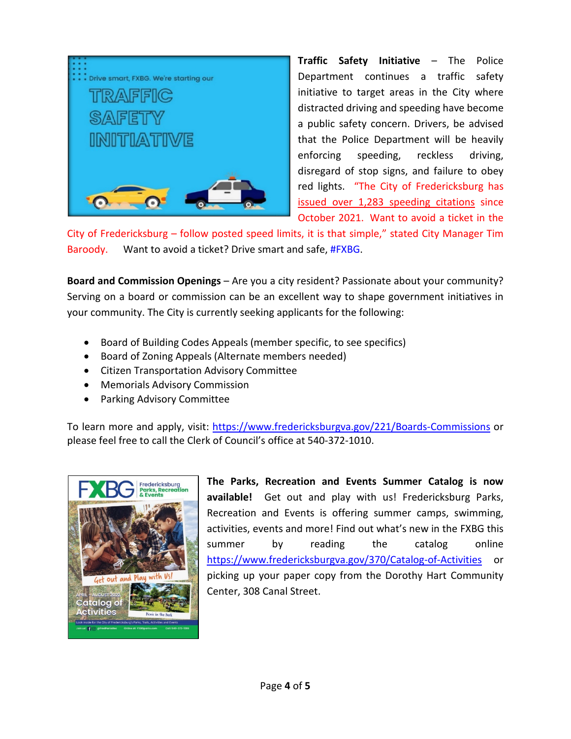**Traffic Safety Initiative** – The Police Department continues a traffic safety initiative to target areas in the City where distracted driving and speeding have become a public safety concern. Drivers, be advised that the Police Department will be heavily enforcing speeding, reckless driving, disregard of stop signs, and failure to obey red lights. "The City of Fredericksburg has issued over 1,283 speeding citations since October 2021. Want to avoid a ticket in the City of Fredericksburg – follow posted speed limits, it is that simple," stated City Manager Tim Baroody. Want to avoid a ticket? Drive smart and safe, #FXBG.

**Board and Commission Openings** – Are you a city resident? Passionate about your community? Serving on a board or commission can be an excellent way to shape government initiatives in your community. The City is currently seeking applicants for the following:

- Board of Building Codes Appeals (member specific, to see specifics)
- Board of Zoning Appeals (Alternate members needed)
- Citizen Transportation Advisory Committee
- Memorials Advisory Commission
- Parking Advisory Committee

To learn more and apply, visit: https://www.fredericksburgva.gov/221/Boards-Commissions or please feel free to call the Clerk of Council's office at 540-372-1010.

**The Parks, Recreation and Events Summer Catalog is now available!** Get out and play with us! Fredericksburg Parks, Recreation and Events is offering summer camps, swimming, activities, events and more! Find out what's new in the FXBG this summer by reading the catalog online https://www.fredericksburgva.gov/370/Catalog-of-Activities or picking up your paper copy from the Dorothy Hart Community Center, 308 Canal Street.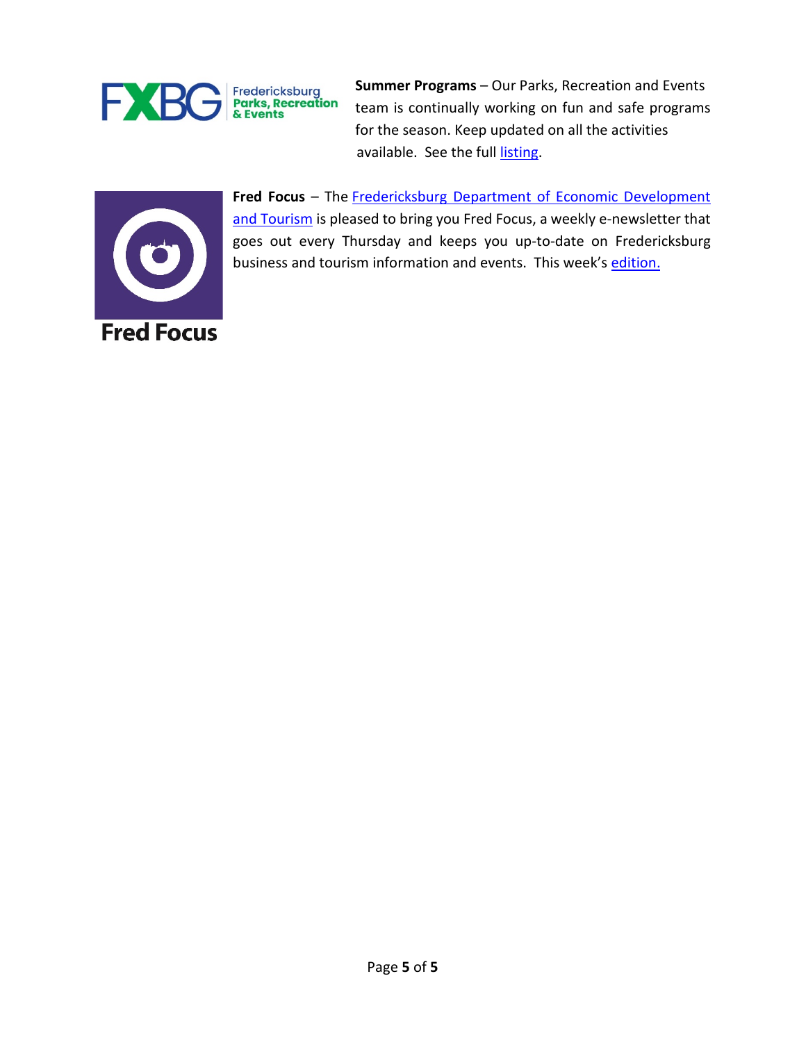**Summer Programs** – Our Parks, Recreation and Events team is continually working on fun and safe programs for the season. Keep updated on all the activities available. See the full listing.

**Fred Focus** – The Fredericksburg Department of Economic Development and Tourism is pleased to bring you Fred Focus, a weekly e-newsletter that goes out every Thursday and keeps you up-to-date on Fredericksburg business and tourism information and events. This week's edition.